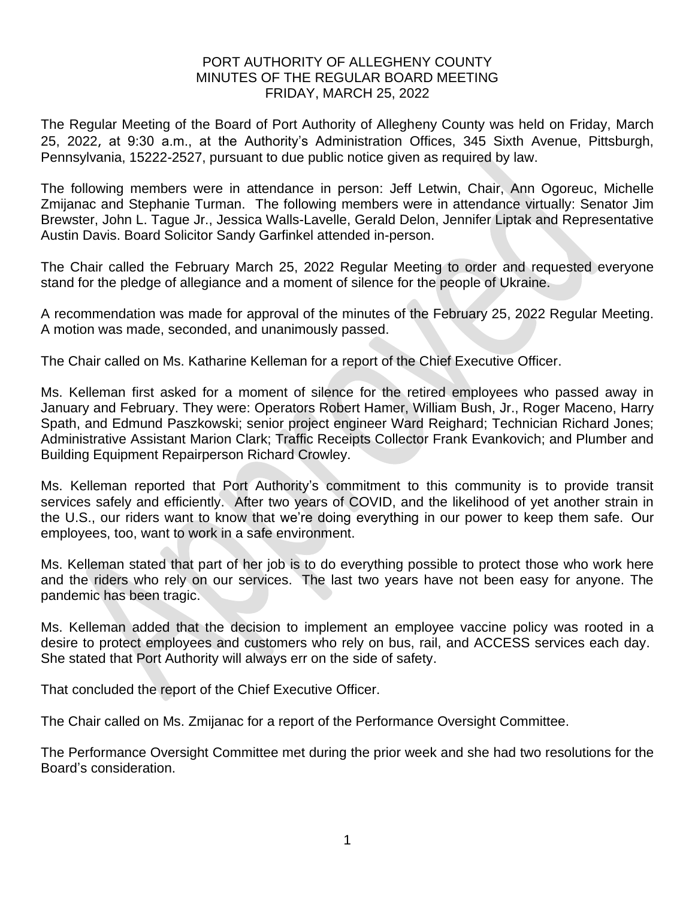# PORT AUTHORITY OF ALLEGHENY COUNTY
## MINUTES OF THE REGULAR BOARD MEETING
## FRIDAY, MARCH 25, 2022

The Regular Meeting of the Board of Port Authority of Allegheny County was held on Friday, March 25, 2022, at 9:30 a.m., at the Authority's Administration Offices, 345 Sixth Avenue, Pittsburgh, Pennsylvania, 15222-2527, pursuant to due public notice given as required by law.

The following members were in attendance in person: Jeff Letwin, Chair, Ann Ogoreuc, Michelle Zmijanac and Stephanie Turman. The following members were in attendance virtually: Senator Jim Brewster, John L. Tague Jr., Jessica Walls-Lavelle, Gerald Delon, Jennifer Liptak and Representative Austin Davis. Board Solicitor Sandy Garfinkel attended in-person.

The Chair called the February March 25, 2022 Regular Meeting to order and requested everyone stand for the pledge of allegiance and a moment of silence for the people of Ukraine.

A recommendation was made for approval of the minutes of the February 25, 2022 Regular Meeting. A motion was made, seconded, and unanimously passed.

The Chair called on Ms. Katharine Kelleman for a report of the Chief Executive Officer.

Ms. Kelleman first asked for a moment of silence for the retired employees who passed away in January and February. They were: Operators Robert Hamer, William Bush, Jr., Roger Maceno, Harry Spath, and Edmund Paszkowski; senior project engineer Ward Reighard; Technician Richard Jones; Administrative Assistant Marion Clark; Traffic Receipts Collector Frank Evankovich; and Plumber and Building Equipment Repairperson Richard Crowley.

Ms. Kelleman reported that Port Authority's commitment to this community is to provide transit services safely and efficiently. After two years of COVID, and the likelihood of yet another strain in the U.S., our riders want to know that we're doing everything in our power to keep them safe. Our employees, too, want to work in a safe environment.

Ms. Kelleman stated that part of her job is to do everything possible to protect those who work here and the riders who rely on our services. The last two years have not been easy for anyone. The pandemic has been tragic.

Ms. Kelleman added that the decision to implement an employee vaccine policy was rooted in a desire to protect employees and customers who rely on bus, rail, and ACCESS services each day. She stated that Port Authority will always err on the side of safety.

That concluded the report of the Chief Executive Officer.

The Chair called on Ms. Zmijanac for a report of the Performance Oversight Committee.

The Performance Oversight Committee met during the prior week and she had two resolutions for the Board's consideration.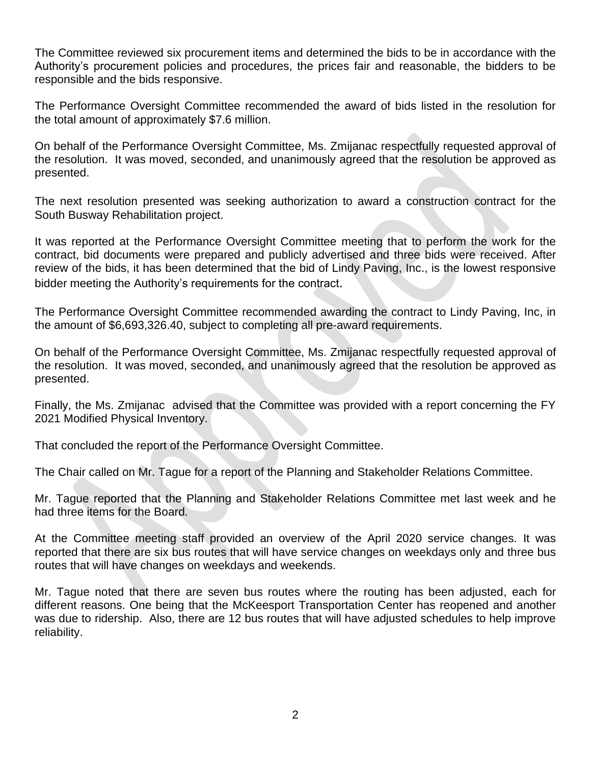The Committee reviewed six procurement items and determined the bids to be in accordance with the Authority's procurement policies and procedures, the prices fair and reasonable, the bidders to be responsible and the bids responsive.

The Performance Oversight Committee recommended the award of bids listed in the resolution for the total amount of approximately $7.6 million.

On behalf of the Performance Oversight Committee, Ms. Zmijanac respectfully requested approval of the resolution. It was moved, seconded, and unanimously agreed that the resolution be approved as presented.

The next resolution presented was seeking authorization to award a construction contract for the South Busway Rehabilitation project.

It was reported at the Performance Oversight Committee meeting that to perform the work for the contract, bid documents were prepared and publicly advertised and three bids were received. After review of the bids, it has been determined that the bid of Lindy Paving, Inc., is the lowest responsive bidder meeting the Authority's requirements for the contract.

The Performance Oversight Committee recommended awarding the contract to Lindy Paving, Inc, in the amount of $6,693,326.40, subject to completing all pre-award requirements.

On behalf of the Performance Oversight Committee, Ms. Zmijanac respectfully requested approval of the resolution. It was moved, seconded, and unanimously agreed that the resolution be approved as presented.

Finally, the Ms. Zmijanac advised that the Committee was provided with a report concerning the FY 2021 Modified Physical Inventory.

That concluded the report of the Performance Oversight Committee.

The Chair called on Mr. Tague for a report of the Planning and Stakeholder Relations Committee.

Mr. Tague reported that the Planning and Stakeholder Relations Committee met last week and he had three items for the Board.

At the Committee meeting staff provided an overview of the April 2020 service changes. It was reported that there are six bus routes that will have service changes on weekdays only and three bus routes that will have changes on weekdays and weekends.

Mr. Tague noted that there are seven bus routes where the routing has been adjusted, each for different reasons. One being that the McKeesport Transportation Center has reopened and another was due to ridership. Also, there are 12 bus routes that will have adjusted schedules to help improve reliability.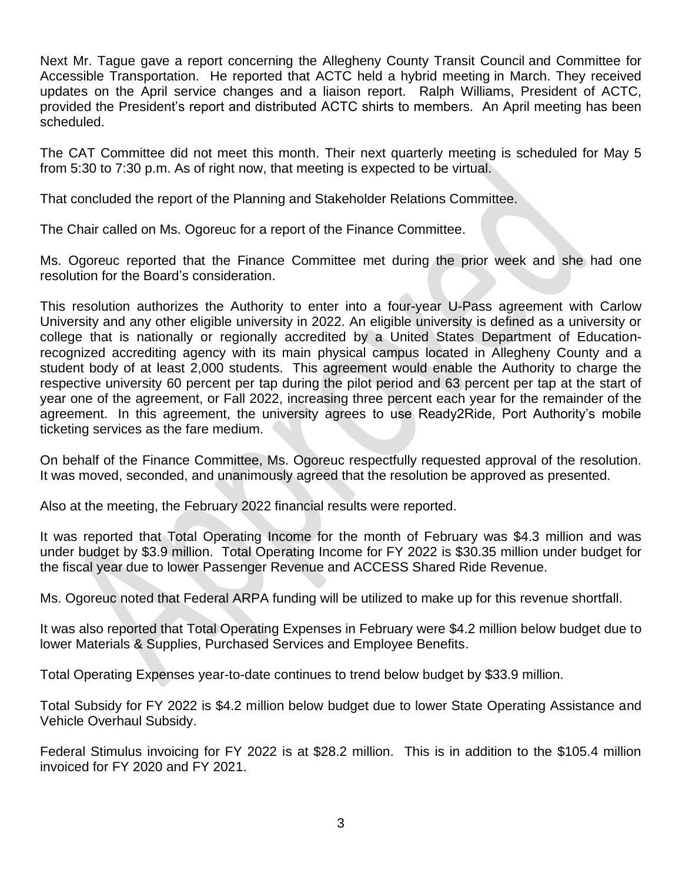Next Mr. Tague gave a report concerning the Allegheny County Transit Council and Committee for Accessible Transportation. He reported that ACTC held a hybrid meeting in March. They received updates on the April service changes and a liaison report. Ralph Williams, President of ACTC, provided the President's report and distributed ACTC shirts to members. An April meeting has been scheduled.

The CAT Committee did not meet this month. Their next quarterly meeting is scheduled for May 5 from 5:30 to 7:30 p.m. As of right now, that meeting is expected to be virtual.

That concluded the report of the Planning and Stakeholder Relations Committee.

The Chair called on Ms. Ogoreuc for a report of the Finance Committee.

Ms. Ogoreuc reported that the Finance Committee met during the prior week and she had one resolution for the Board's consideration.

This resolution authorizes the Authority to enter into a four-year U-Pass agreement with Carlow University and any other eligible university in 2022. An eligible university is defined as a university or college that is nationally or regionally accredited by a United States Department of Education-recognized accrediting agency with its main physical campus located in Allegheny County and a student body of at least 2,000 students. This agreement would enable the Authority to charge the respective university 60 percent per tap during the pilot period and 63 percent per tap at the start of year one of the agreement, or Fall 2022, increasing three percent each year for the remainder of the agreement. In this agreement, the university agrees to use Ready2Ride, Port Authority's mobile ticketing services as the fare medium.

On behalf of the Finance Committee, Ms. Ogoreuc respectfully requested approval of the resolution. It was moved, seconded, and unanimously agreed that the resolution be approved as presented.

Also at the meeting, the February 2022 financial results were reported.

It was reported that Total Operating Income for the month of February was $4.3 million and was under budget by $3.9 million. Total Operating Income for FY 2022 is $30.35 million under budget for the fiscal year due to lower Passenger Revenue and ACCESS Shared Ride Revenue.

Ms. Ogoreuc noted that Federal ARPA funding will be utilized to make up for this revenue shortfall.

It was also reported that Total Operating Expenses in February were $4.2 million below budget due to lower Materials & Supplies, Purchased Services and Employee Benefits.

Total Operating Expenses year-to-date continues to trend below budget by $33.9 million.

Total Subsidy for FY 2022 is $4.2 million below budget due to lower State Operating Assistance and Vehicle Overhaul Subsidy.

Federal Stimulus invoicing for FY 2022 is at $28.2 million. This is in addition to the $105.4 million invoiced for FY 2020 and FY 2021.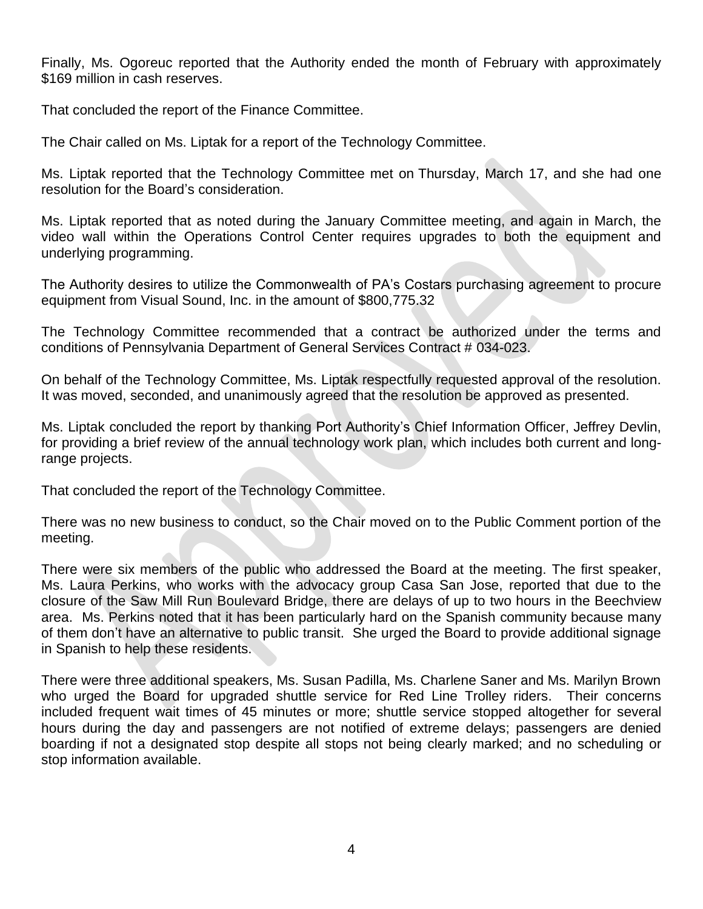Finally, Ms. Ogoreuc reported that the Authority ended the month of February with approximately $169 million in cash reserves.

That concluded the report of the Finance Committee.

The Chair called on Ms. Liptak for a report of the Technology Committee.

Ms. Liptak reported that the Technology Committee met on Thursday, March 17, and she had one resolution for the Board's consideration.

Ms. Liptak reported that as noted during the January Committee meeting, and again in March, the video wall within the Operations Control Center requires upgrades to both the equipment and underlying programming.

The Authority desires to utilize the Commonwealth of PA's Costars purchasing agreement to procure equipment from Visual Sound, Inc. in the amount of $800,775.32

The Technology Committee recommended that a contract be authorized under the terms and conditions of Pennsylvania Department of General Services Contract # 034-023.

On behalf of the Technology Committee, Ms. Liptak respectfully requested approval of the resolution. It was moved, seconded, and unanimously agreed that the resolution be approved as presented.

Ms. Liptak concluded the report by thanking Port Authority's Chief Information Officer, Jeffrey Devlin, for providing a brief review of the annual technology work plan, which includes both current and long-range projects.

That concluded the report of the Technology Committee.

There was no new business to conduct, so the Chair moved on to the Public Comment portion of the meeting.

There were six members of the public who addressed the Board at the meeting. The first speaker, Ms. Laura Perkins, who works with the advocacy group Casa San Jose, reported that due to the closure of the Saw Mill Run Boulevard Bridge, there are delays of up to two hours in the Beechview area. Ms. Perkins noted that it has been particularly hard on the Spanish community because many of them don't have an alternative to public transit. She urged the Board to provide additional signage in Spanish to help these residents.

There were three additional speakers, Ms. Susan Padilla, Ms. Charlene Saner and Ms. Marilyn Brown who urged the Board for upgraded shuttle service for Red Line Trolley riders. Their concerns included frequent wait times of 45 minutes or more; shuttle service stopped altogether for several hours during the day and passengers are not notified of extreme delays; passengers are denied boarding if not a designated stop despite all stops not being clearly marked; and no scheduling or stop information available.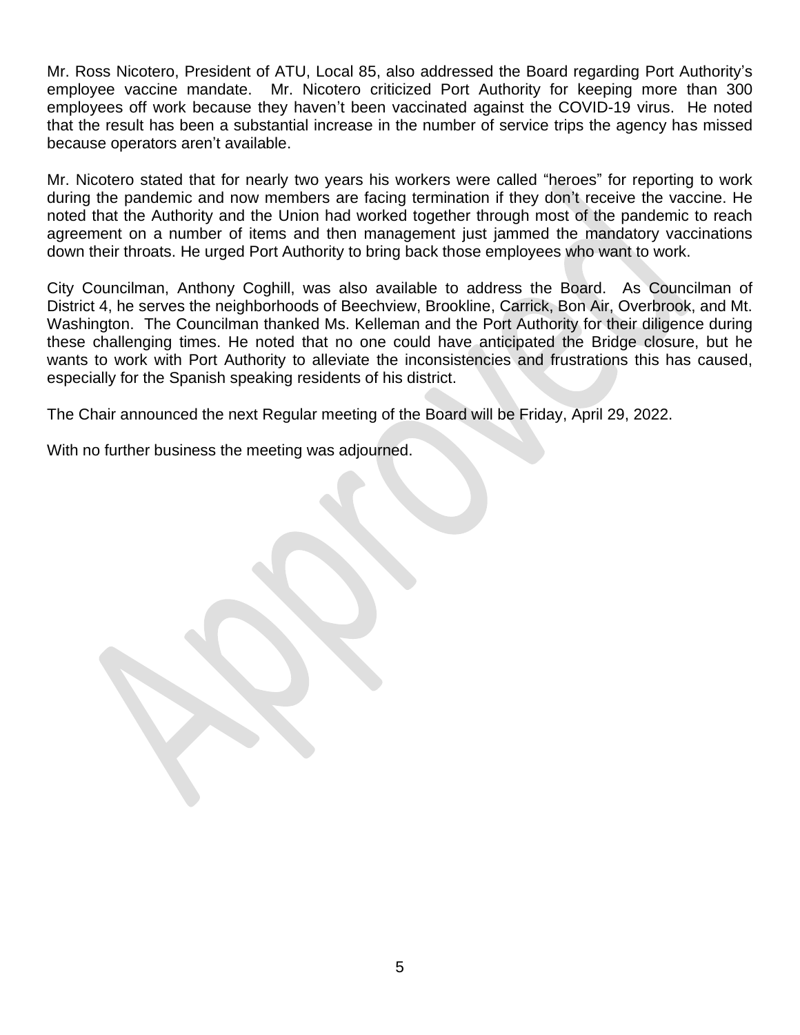Mr. Ross Nicotero, President of ATU, Local 85, also addressed the Board regarding Port Authority's employee vaccine mandate. Mr. Nicotero criticized Port Authority for keeping more than 300 employees off work because they haven't been vaccinated against the COVID-19 virus. He noted that the result has been a substantial increase in the number of service trips the agency has missed because operators aren't available.

Mr. Nicotero stated that for nearly two years his workers were called "heroes" for reporting to work during the pandemic and now members are facing termination if they don't receive the vaccine. He noted that the Authority and the Union had worked together through most of the pandemic to reach agreement on a number of items and then management just jammed the mandatory vaccinations down their throats. He urged Port Authority to bring back those employees who want to work.

City Councilman, Anthony Coghill, was also available to address the Board. As Councilman of District 4, he serves the neighborhoods of Beechview, Brookline, Carrick, Bon Air, Overbrook, and Mt. Washington. The Councilman thanked Ms. Kelleman and the Port Authority for their diligence during these challenging times. He noted that no one could have anticipated the Bridge closure, but he wants to work with Port Authority to alleviate the inconsistencies and frustrations this has caused, especially for the Spanish speaking residents of his district.

The Chair announced the next Regular meeting of the Board will be Friday, April 29, 2022.

With no further business the meeting was adjourned.